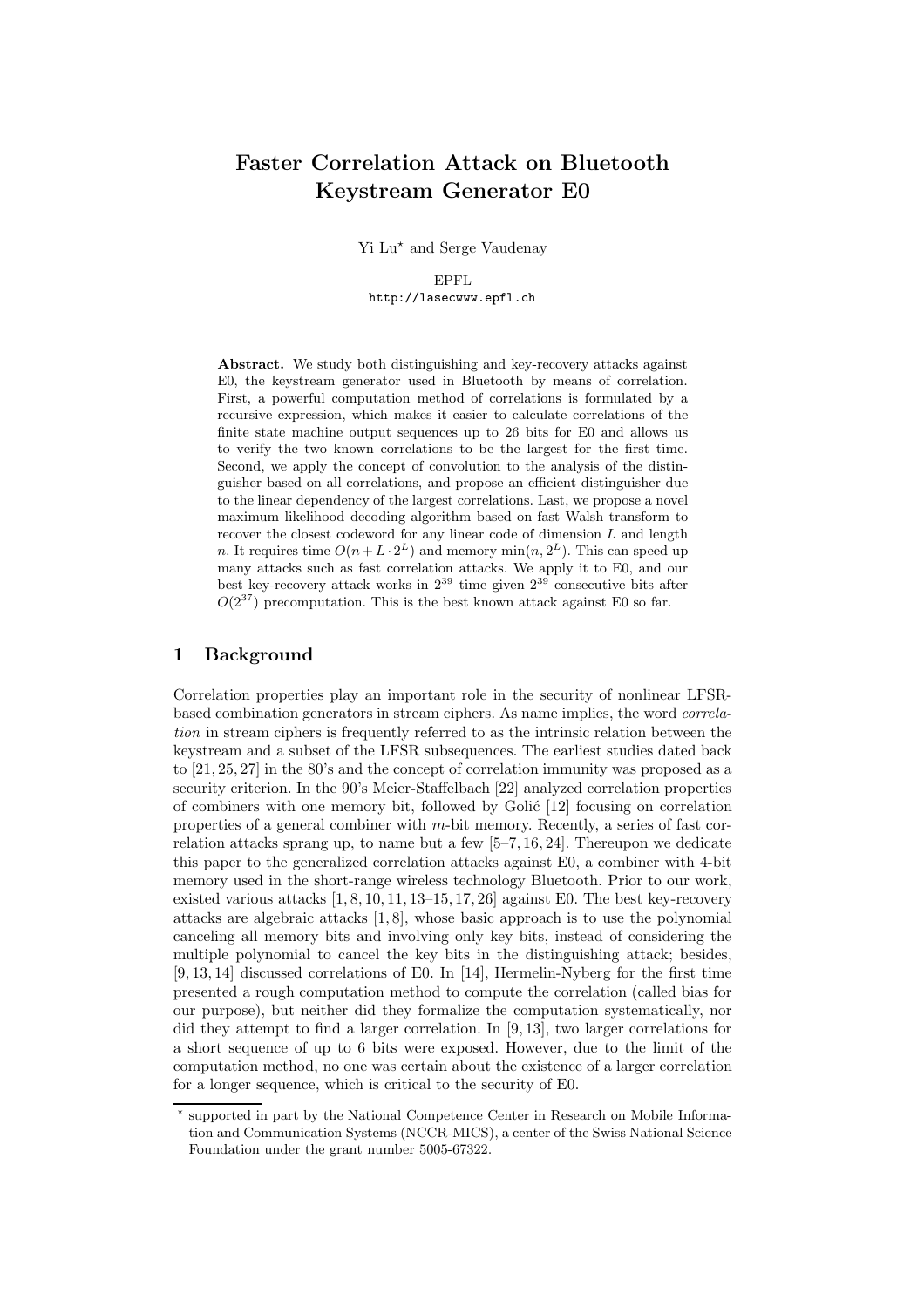# Faster Correlation Attack on Bluetooth Keystream Generator E0

Yi Lu* and Serge Vaudenay

EPFL
http://lasecwww.epfl.ch

**Abstract.** We study both distinguishing and key-recovery attacks against E0, the keystream generator used in Bluetooth by means of correlation. First, a powerful computation method of correlations is formulated by a recursive expression, which makes it easier to calculate correlations of the finite state machine output sequences up to 26 bits for E0 and allows us to verify the two known correlations to be the largest for the first time. Second, we apply the concept of convolution to the analysis of the distinguisher based on all correlations, and propose an efficient distinguisher due to the linear dependency of the largest correlations. Last, we propose a novel maximum likelihood decoding algorithm based on fast Walsh transform to recover the closest codeword for any linear code of dimension $L$ and length $n$. It requires time $O(n + L \cdot 2^L)$ and memory $\min(n, 2^L)$. This can speed up many attacks such as fast correlation attacks. We apply it to E0, and our best key-recovery attack works in $2^{39}$ time given $2^{39}$ consecutive bits after $O(2^{37})$ precomputation. This is the best known attack against E0 so far.

## 1 Background

Correlation properties play an important role in the security of nonlinear LFSR-based combination generators in stream ciphers. As name implies, the word *correlation* in stream ciphers is frequently referred to as the intrinsic relation between the keystream and a subset of the LFSR subsequences. The earliest studies dated back to [21, 25, 27] in the 80's and the concept of correlation immunity was proposed as a security criterion. In the 90's Meier-Staffelbach [22] analyzed correlation properties of combiners with one memory bit, followed by Golić [12] focusing on correlation properties of a general combiner with $m$-bit memory. Recently, a series of fast correlation attacks sprang up, to name but a few [5–7, 16, 24]. Thereupon we dedicate this paper to the generalized correlation attacks against E0, a combiner with 4-bit memory used in the short-range wireless technology Bluetooth. Prior to our work, existed various attacks [1, 8, 10, 11, 13–15, 17, 26] against E0. The best key-recovery attacks are algebraic attacks [1, 8], whose basic approach is to use the polynomial canceling all memory bits and involving only key bits, instead of considering the multiple polynomial to cancel the key bits in the distinguishing attack; besides, [9, 13, 14] discussed correlations of E0. In [14], Hermelin-Nyberg for the first time presented a rough computation method to compute the correlation (called bias for our purpose), but neither did they formalize the computation systematically, nor did they attempt to find a larger correlation. In [9, 13], two larger correlations for a short sequence of up to 6 bits were exposed. However, due to the limit of the computation method, no one was certain about the existence of a larger correlation for a longer sequence, which is critical to the security of E0.

* supported in part by the National Competence Center in Research on Mobile Information and Communication Systems (NCCR-MICS), a center of the Swiss National Science Foundation under the grant number 5005-67322.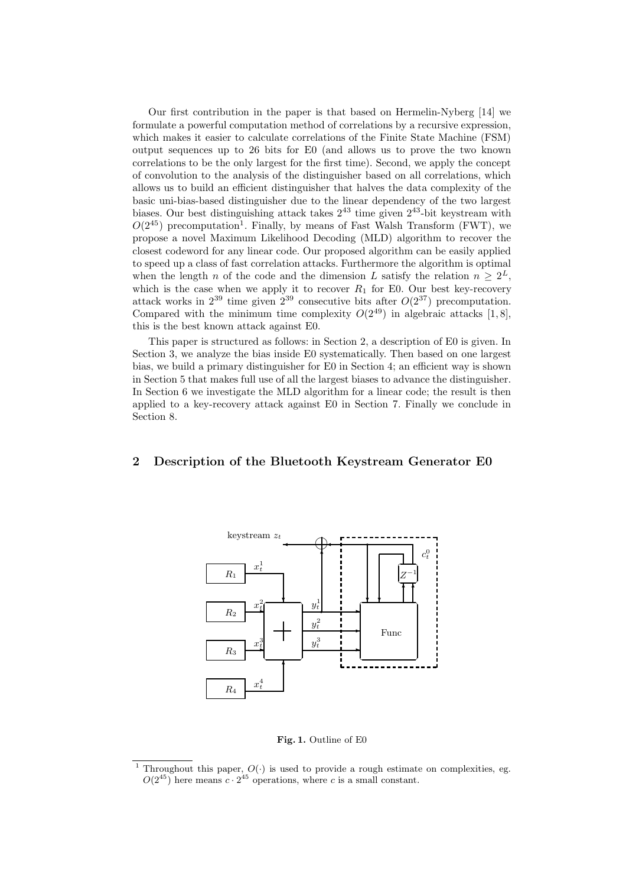Our first contribution in the paper is that based on Hermelin-Nyberg [14] we formulate a powerful computation method of correlations by a recursive expression, which makes it easier to calculate correlations of the Finite State Machine (FSM) output sequences up to 26 bits for E0 (and allows us to prove the two known correlations to be the only largest for the first time). Second, we apply the concept of convolution to the analysis of the distinguisher based on all correlations, which allows us to build an efficient distinguisher that halves the data complexity of the basic uni-bias-based distinguisher due to the linear dependency of the two largest biases. Our best distinguishing attack takes $2^{43}$ time given $2^{43}$-bit keystream with $O(2^{45})$ precomputation[1]. Finally, by means of Fast Walsh Transform (FWT), we propose a novel Maximum Likelihood Decoding (MLD) algorithm to recover the closest codeword for any linear code. Our proposed algorithm can be easily applied to speed up a class of fast correlation attacks. Furthermore the algorithm is optimal when the length $n$ of the code and the dimension $L$ satisfy the relation $n \geq 2^L$, which is the case when we apply it to recover $R_1$ for E0. Our best key-recovery attack works in $2^{39}$ time given $2^{39}$ consecutive bits after $O(2^{37})$ precomputation. Compared with the minimum time complexity $O(2^{49})$ in algebraic attacks [1, 8], this is the best known attack against E0.

This paper is structured as follows: in Section 2, a description of E0 is given. In Section 3, we analyze the bias inside E0 systematically. Then based on one largest bias, we build a primary distinguisher for E0 in Section 4; an efficient way is shown in Section 5 that makes full use of all the largest biases to advance the distinguisher. In Section 6 we investigate the MLD algorithm for a linear code; the result is then applied to a key-recovery attack against E0 in Section 7. Finally we conclude in Section 8.

## 2 Description of the Bluetooth Keystream Generator E0

**Fig. 1.** Outline of E0

[1] Throughout this paper, $O(\cdot)$ is used to provide a rough estimate on complexities, eg. $O(2^{45})$ here means $c \cdot 2^{45}$ operations, where $c$ is a small constant.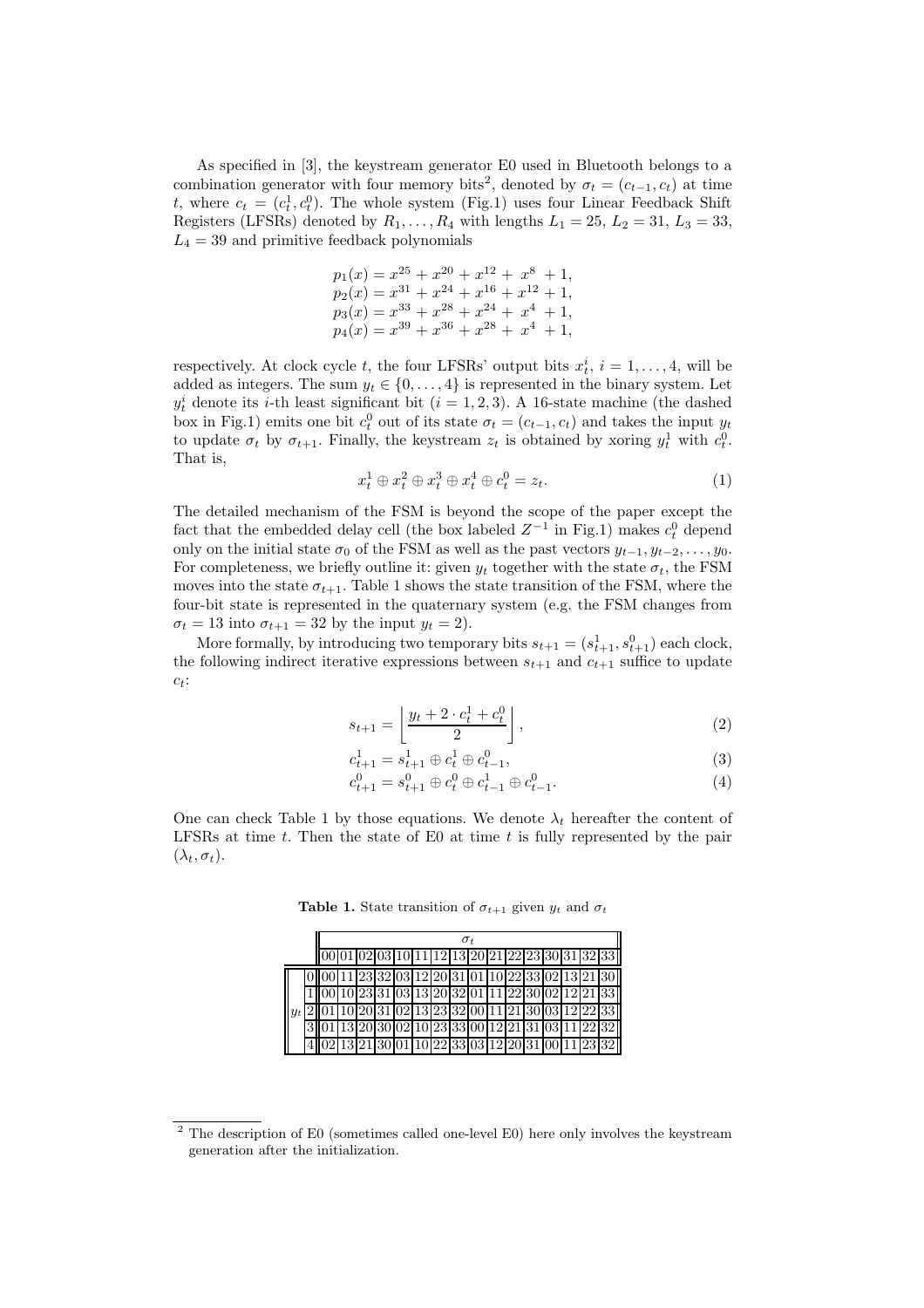As specified in [3], the keystream generator E0 used in Bluetooth belongs to a combination generator with four memory bits[2], denoted by $\sigma_t = (c_{t-1}, c_t)$ at time $t$, where $c_t = (c_t^1, c_t^0)$. The whole system (Fig.1) uses four Linear Feedback Shift Registers (LFSRs) denoted by $R_1, \ldots, R_4$ with lengths $L_1 = 25$, $L_2 = 31$, $L_3 = 33$, $L_4 = 39$ and primitive feedback polynomials

$$
\begin{aligned}
p_1(x) &= x^{25} + x^{20} + x^{12} + x^8 + 1, \\
p_2(x) &= x^{31} + x^{24} + x^{16} + x^{12} + 1, \\
p_3(x) &= x^{33} + x^{28} + x^{24} + x^4 + 1, \\
p_4(x) &= x^{39} + x^{36} + x^{28} + x^4 + 1,
\end{aligned}
$$

respectively. At clock cycle $t$, the four LFSRs' output bits $x_t^i$, $i = 1, \ldots, 4$, will be added as integers. The sum $y_t \in \{0, \ldots, 4\}$ is represented in the binary system. Let $y_t^i$ denote its $i$-th least significant bit ($i = 1, 2, 3$). A 16-state machine (the dashed box in Fig.1) emits one bit $c_t^0$ out of its state $\sigma_t = (c_{t-1}, c_t)$ and takes the input $y_t$ to update $\sigma_t$ by $\sigma_{t+1}$. Finally, the keystream $z_t$ is obtained by xoring $y_t^1$ with $c_t^0$. That is,

$$
x_t^1 \oplus x_t^2 \oplus x_t^3 \oplus x_t^4 \oplus c_t^0 = z_t. \tag{1}
$$

The detailed mechanism of the FSM is beyond the scope of the paper except the fact that the embedded delay cell (the box labeled $Z^{-1}$ in Fig.1) makes $c_t^0$ depend only on the initial state $\sigma_0$ of the FSM as well as the past vectors $y_{t-1}, y_{t-2}, \ldots, y_0$. For completeness, we briefly outline it: given $y_t$ together with the state $\sigma_t$, the FSM moves into the state $\sigma_{t+1}$. Table 1 shows the state transition of the FSM, where the four-bit state is represented in the quaternary system (e.g. the FSM changes from $\sigma_t = 13$ into $\sigma_{t+1} = 32$ by the input $y_t = 2$).

More formally, by introducing two temporary bits $s_{t+1} = (s_{t+1}^1, s_{t+1}^0)$ each clock, the following indirect iterative expressions between $s_{t+1}$ and $c_{t+1}$ suffice to update $c_t$:

$$
s_{t+1} = \left\lfloor \frac{y_t + 2 \cdot c_t^1 + c_t^0}{2} \right\rfloor, \tag{2}
$$

$$
c_{t+1}^1 = s_{t+1}^1 \oplus c_t^1 \oplus c_{t-1}^0, \tag{3}
$$

$$
c_{t+1}^0 = s_{t+1}^0 \oplus c_t^0 \oplus c_{t-1}^1 \oplus c_{t-1}^0. \tag{4}
$$

One can check Table 1 by those equations. We denote $\lambda_t$ hereafter the content of LFSRs at time $t$. Then the state of E0 at time $t$ is fully represented by the pair $(\lambda_t, \sigma_t)$.

**Table 1.** State transition of $\sigma_{t+1}$ given $y_t$ and $\sigma_t$

| | | $\sigma_t$ | | | | | | | | | | | | | | | |
|---|---|---|---|---|---|---|---|---|---|---|---|---|---|---|---|---|---|
| | | 00 | 01 | 02 | 03 | 10 | 11 | 12 | 13 | 20 | 21 | 22 | 23 | 30 | 31 | 32 | 33 |
| $y_t$ | 0 | 00 | 11 | 23 | 32 | 03 | 12 | 20 | 31 | 01 | 10 | 22 | 33 | 02 | 13 | 21 | 30 |
| | 1 | 00 | 10 | 23 | 31 | 03 | 13 | 20 | 32 | 01 | 11 | 22 | 30 | 02 | 12 | 21 | 33 |
| | 2 | 01 | 10 | 20 | 31 | 02 | 13 | 23 | 32 | 00 | 11 | 21 | 30 | 03 | 12 | 22 | 33 |
| | 3 | 01 | 13 | 20 | 30 | 02 | 10 | 23 | 33 | 00 | 12 | 21 | 31 | 03 | 11 | 22 | 32 |
| | 4 | 02 | 13 | 21 | 30 | 01 | 10 | 22 | 33 | 03 | 12 | 20 | 31 | 00 | 11 | 23 | 32 |

[2] The description of E0 (sometimes called one-level E0) here only involves the keystream generation after the initialization.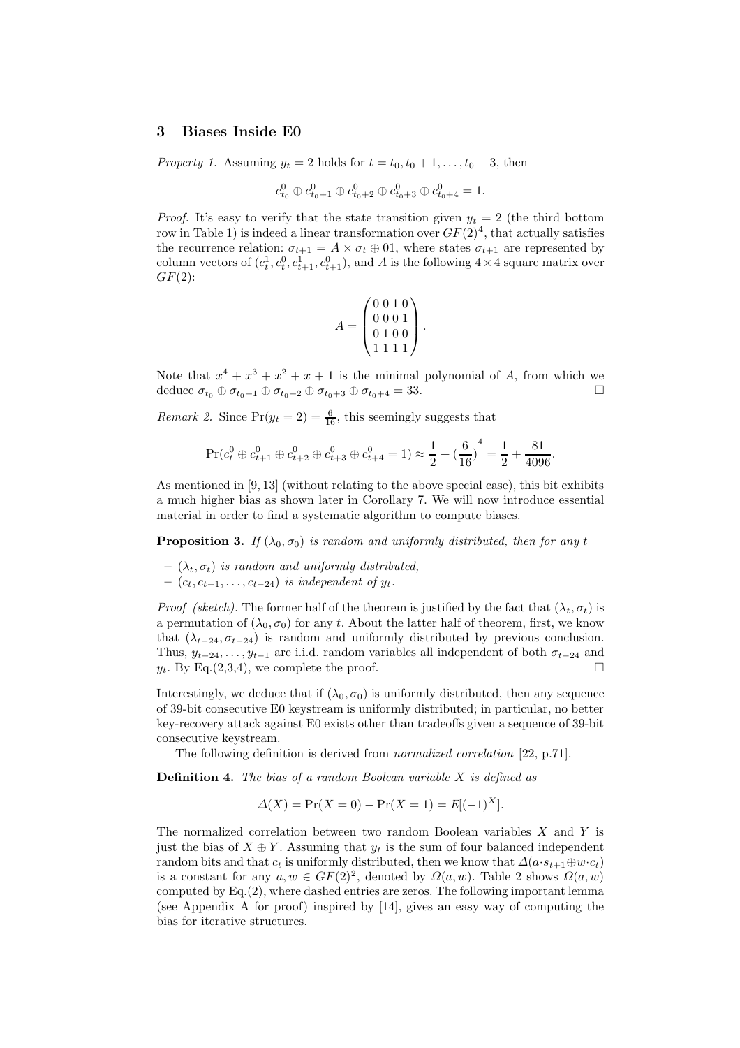## 3 Biases Inside E0

*Property 1.* Assuming $y_t = 2$ holds for $t = t_0, t_0+1, \ldots, t_0+3$, then

$$c_{t_0}^0 \oplus c_{t_0+1}^0 \oplus c_{t_0+2}^0 \oplus c_{t_0+3}^0 \oplus c_{t_0+4}^0 = 1.$$

*Proof.* It's easy to verify that the state transition given $y_t = 2$ (the third bottom row in Table 1) is indeed a linear transformation over $GF(2)^4$, that actually satisfies the recurrence relation: $\sigma_{t+1} = A \times \sigma_t \oplus 01$, where states $\sigma_{t+1}$ are represented by column vectors of $(c_t^1, c_t^0, c_{t+1}^1, c_{t+1}^0)$, and $A$ is the following $4 \times 4$ square matrix over $GF(2)$:

$$A = \begin{pmatrix} 0 & 0 & 1 & 0 \\ 0 & 0 & 0 & 1 \\ 0 & 1 & 0 & 0 \\ 1 & 1 & 1 & 1 \end{pmatrix}.$$

Note that $x^4 + x^3 + x^2 + x + 1$ is the minimal polynomial of $A$, from which we deduce $\sigma_{t_0} \oplus \sigma_{t_0+1} \oplus \sigma_{t_0+2} \oplus \sigma_{t_0+3} \oplus \sigma_{t_0+4} = 33$. □

*Remark 2.* Since $\Pr(y_t = 2) = \frac{6}{16}$, this seemingly suggests that

$$\Pr(c_t^0 \oplus c_{t+1}^0 \oplus c_{t+2}^0 \oplus c_{t+3}^0 \oplus c_{t+4}^0 = 1) \approx \frac{1}{2} + (\frac{6}{16})^4 = \frac{1}{2} + \frac{81}{4096}.$$

As mentioned in [9, 13] (without relating to the above special case), this bit exhibits a much higher bias as shown later in Corollary 7. We will now introduce essential material in order to find a systematic algorithm to compute biases.

**Proposition 3.** *If $(\lambda_0, \sigma_0)$ is random and uniformly distributed, then for any $t$*

- *$(\lambda_t, \sigma_t)$ is random and uniformly distributed,*
- *$(c_t, c_{t-1}, \ldots, c_{t-24})$ is independent of $y_t$.*

*Proof (sketch).* The former half of the theorem is justified by the fact that $(\lambda_t, \sigma_t)$ is a permutation of $(\lambda_0, \sigma_0)$ for any $t$. About the latter half of theorem, first, we know that $(\lambda_{t-24}, \sigma_{t-24})$ is random and uniformly distributed by previous conclusion. Thus, $y_{t-24}, \ldots, y_{t-1}$ are i.i.d. random variables all independent of both $\sigma_{t-24}$ and $y_t$. By Eq.(2,3,4), we complete the proof. □

Interestingly, we deduce that if $(\lambda_0, \sigma_0)$ is uniformly distributed, then any sequence of 39-bit consecutive E0 keystream is uniformly distributed; in particular, no better key-recovery attack against E0 exists other than tradeoffs given a sequence of 39-bit consecutive keystream.

The following definition is derived from *normalized correlation* [22, p.71].

**Definition 4.** *The bias of a random Boolean variable $X$ is defined as*

$$\Delta(X) = \Pr(X = 0) - \Pr(X = 1) = E[(-1)^X].$$

The normalized correlation between two random Boolean variables $X$ and $Y$ is just the bias of $X \oplus Y$. Assuming that $y_t$ is the sum of four balanced independent random bits and that $c_t$ is uniformly distributed, then we know that $\Delta(a \cdot s_{t+1} \oplus w \cdot c_t)$ is a constant for any $a, w \in GF(2)^2$, denoted by $\Omega(a, w)$. Table 2 shows $\Omega(a, w)$ computed by Eq.(2), where dashed entries are zeros. The following important lemma (see Appendix A for proof) inspired by [14], gives an easy way of computing the bias for iterative structures.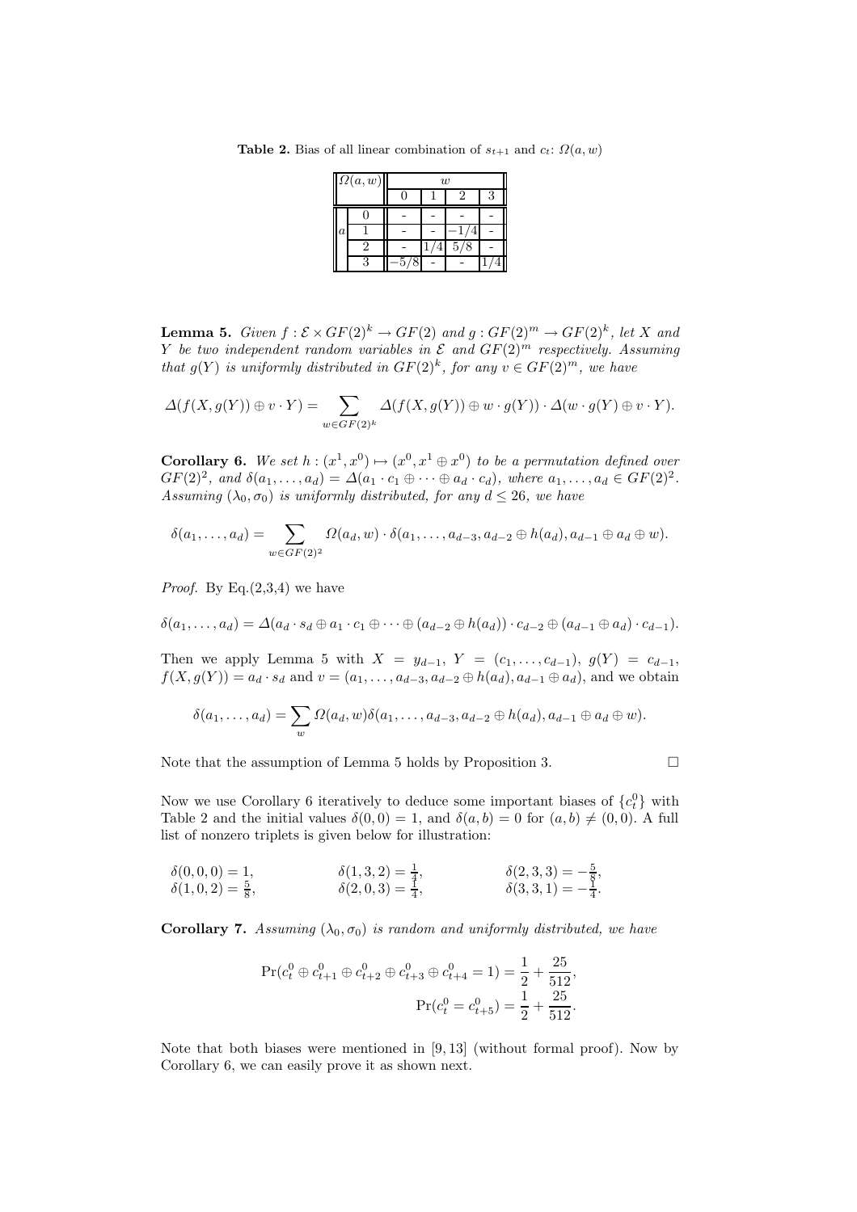**Table 2.** Bias of all linear combination of $s_{t+1}$ and $c_t$: $\Omega(a, w)$

| $\Omega(a,w)$ | | $w$ | | | |
|---|---|---|---|---|---|
| | | 0 | 1 | 2 | 3 |
| $a$ | 0 | - | - | - | - |
| | 1 | - | - | $-1/4$ | - |
| | 2 | - | $1/4$ | $5/8$ | - |
| | 3 | $-5/8$ | - | - | $1/4$ |

**Lemma 5.** *Given $f : \mathcal{E} \times GF(2)^k \to GF(2)$ and $g : GF(2)^m \to GF(2)^k$, let $X$ and $Y$ be two independent random variables in $\mathcal{E}$ and $GF(2)^m$ respectively. Assuming that $g(Y)$ is uniformly distributed in $GF(2)^k$, for any $v \in GF(2)^m$, we have*

$$\Delta(f(X, g(Y)) \oplus v \cdot Y) = \sum_{w \in GF(2)^k} \Delta(f(X, g(Y)) \oplus w \cdot g(Y)) \cdot \Delta(w \cdot g(Y) \oplus v \cdot Y).$$

**Corollary 6.** *We set $h : (x^1, x^0) \mapsto (x^0, x^1 \oplus x^0)$ to be a permutation defined over $GF(2)^2$, and $\delta(a_1, \dots, a_d) = \Delta(a_1 \cdot c_1 \oplus \dots \oplus a_d \cdot c_d)$, where $a_1, \dots, a_d \in GF(2)^2$. Assuming $(\lambda_0, \sigma_0)$ is uniformly distributed, for any $d \le 26$, we have*

$$\delta(a_1, \dots, a_d) = \sum_{w \in GF(2)^2} \Omega(a_d, w) \cdot \delta(a_1, \dots, a_{d-3}, a_{d-2} \oplus h(a_d), a_{d-1} \oplus a_d \oplus w).$$

*Proof.* By Eq.(2,3,4) we have

$$\delta(a_1, \dots, a_d) = \Delta(a_d \cdot s_d \oplus a_1 \cdot c_1 \oplus \dots \oplus (a_{d-2} \oplus h(a_d)) \cdot c_{d-2} \oplus (a_{d-1} \oplus a_d) \cdot c_{d-1}).$$

Then we apply Lemma 5 with $X = y_{d-1}$, $Y = (c_1, \dots, c_{d-1})$, $g(Y) = c_{d-1}$, $f(X, g(Y)) = a_d \cdot s_d$ and $v = (a_1, \dots, a_{d-3}, a_{d-2} \oplus h(a_d), a_{d-1} \oplus a_d)$, and we obtain

$$\delta(a_1, \dots, a_d) = \sum_w \Omega(a_d, w) \delta(a_1, \dots, a_{d-3}, a_{d-2} \oplus h(a_d), a_{d-1} \oplus a_d \oplus w).$$

Note that the assumption of Lemma 5 holds by Proposition 3. □

Now we use Corollary 6 iteratively to deduce some important biases of $\{c_t^0\}$ with Table 2 and the initial values $\delta(0, 0) = 1$, and $\delta(a, b) = 0$ for $(a, b) \neq (0, 0)$. A full list of nonzero triplets is given below for illustration:

$\delta(0, 0, 0) = 1$, $\quad$ $\delta(1, 3, 2) = \frac{1}{4}$, $\quad$ $\delta(2, 3, 3) = -\frac{5}{8}$,
$\delta(1, 0, 2) = \frac{5}{8}$, $\quad$ $\delta(2, 0, 3) = \frac{1}{4}$, $\quad$ $\delta(3, 3, 1) = -\frac{1}{4}$.

**Corollary 7.** *Assuming $(\lambda_0, \sigma_0)$ is random and uniformly distributed, we have*

$$\Pr(c_t^0 \oplus c_{t+1}^0 \oplus c_{t+2}^0 \oplus c_{t+3}^0 \oplus c_{t+4}^0 = 1) = \frac{1}{2} + \frac{25}{512},$$

$$\Pr(c_t^0 = c_{t+5}^0) = \frac{1}{2} + \frac{25}{512}.$$

Note that both biases were mentioned in [9, 13] (without formal proof). Now by Corollary 6, we can easily prove it as shown next.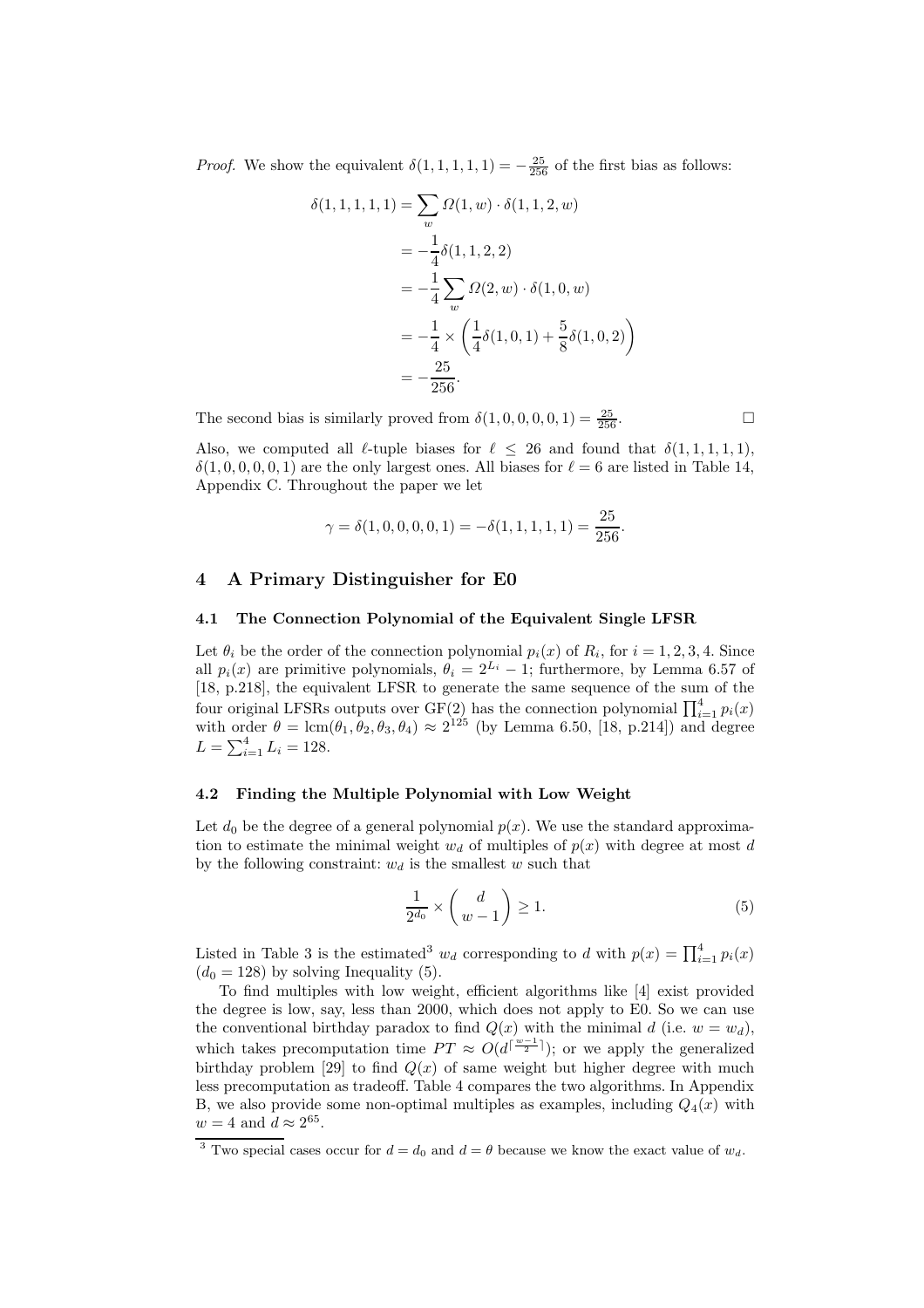*Proof.* We show the equivalent $\delta(1, 1, 1, 1, 1) = -\frac{25}{256}$ of the first bias as follows:

$$
\begin{aligned}
\delta(1, 1, 1, 1, 1) &= \sum_{w} \Omega(1, w) \cdot \delta(1, 1, 2, w) \\
&= -\frac{1}{4}\delta(1, 1, 2, 2) \\
&= -\frac{1}{4}\sum_{w} \Omega(2, w) \cdot \delta(1, 0, w) \\
&= -\frac{1}{4} \times \left(\frac{1}{4}\delta(1, 0, 1) + \frac{5}{8}\delta(1, 0, 2)\right) \\
&= -\frac{25}{256}.
\end{aligned}
$$

The second bias is similarly proved from $\delta(1, 0, 0, 0, 0, 1) = \frac{25}{256}$. □

Also, we computed all $\ell$-tuple biases for $\ell \leq 26$ and found that $\delta(1, 1, 1, 1, 1)$, $\delta(1, 0, 0, 0, 0, 1)$ are the only largest ones. All biases for $\ell = 6$ are listed in Table 14, Appendix C. Throughout the paper we let

$$
\gamma = \delta(1, 0, 0, 0, 0, 1) = -\delta(1, 1, 1, 1, 1) = \frac{25}{256}.
$$

## 4 A Primary Distinguisher for E0

### 4.1 The Connection Polynomial of the Equivalent Single LFSR

Let $\theta_i$ be the order of the connection polynomial $p_i(x)$ of $R_i$, for $i = 1, 2, 3, 4$. Since all $p_i(x)$ are primitive polynomials, $\theta_i = 2^{L_i} - 1$; furthermore, by Lemma 6.57 of [18, p.218], the equivalent LFSR to generate the same sequence of the sum of the four original LFSRs outputs over GF(2) has the connection polynomial $\prod_{i=1}^{4} p_i(x)$ with order $\theta = \text{lcm}(\theta_1, \theta_2, \theta_3, \theta_4) \approx 2^{125}$ (by Lemma 6.50, [18, p.214]) and degree $L = \sum_{i=1}^{4} L_i = 128$.

### 4.2 Finding the Multiple Polynomial with Low Weight

Let $d_0$ be the degree of a general polynomial $p(x)$. We use the standard approximation to estimate the minimal weight $w_d$ of multiples of $p(x)$ with degree at most $d$ by the following constraint: $w_d$ is the smallest $w$ such that

$$
\frac{1}{2^{d_0}} \times \binom{d}{w-1} \geq 1. \tag{5}
$$

Listed in Table 3 is the estimated[3] $w_d$ corresponding to $d$ with $p(x) = \prod_{i=1}^{4} p_i(x)$ ($d_0 = 128$) by solving Inequality (5).

To find multiples with low weight, efficient algorithms like [4] exist provided the degree is low, say, less than 2000, which does not apply to E0. So we can use the conventional birthday paradox to find $Q(x)$ with the minimal $d$ (i.e. $w = w_d$), which takes precomputation time $PT \approx O(d^{\lceil \frac{w-1}{2} \rceil})$; or we apply the generalized birthday problem [29] to find $Q(x)$ of same weight but higher degree with much less precomputation as tradeoff. Table 4 compares the two algorithms. In Appendix B, we also provide some non-optimal multiples as examples, including $Q_4(x)$ with $w = 4$ and $d \approx 2^{65}$.

[3] Two special cases occur for $d = d_0$ and $d = \theta$ because we know the exact value of $w_d$.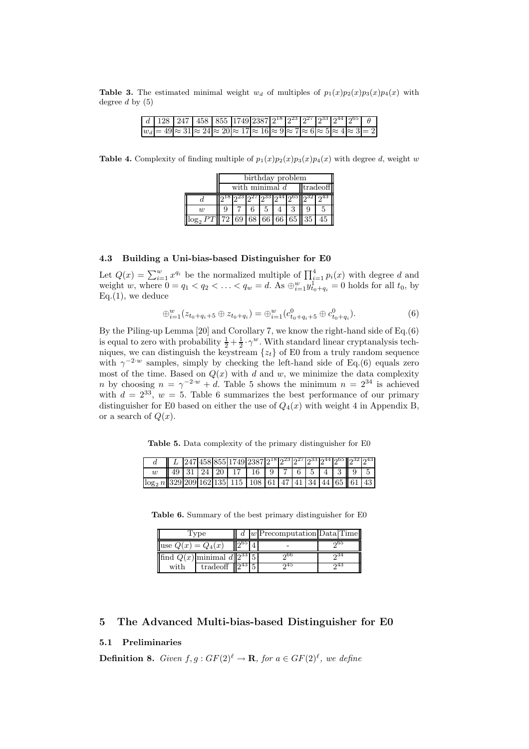**Table 3.** The estimated minimal weight $w_d$ of multiples of $p_1(x)p_2(x)p_3(x)p_4(x)$ with degree $d$ by (5)

| $d$ | 128 | 247 | 458 | 855 | 1749 | 2387 | $2^{18}$ | $2^{23}$ | $2^{27}$ | $2^{33}$ | $2^{44}$ | $2^{65}$ | $\theta$ |
|---|---|---|---|---|---|---|---|---|---|---|---|---|---|
| $w_d$ | $= 49$ | $\approx 31$ | $\approx 24$ | $\approx 20$ | $\approx 17$ | $\approx 16$ | $\approx 9$ | $\approx 7$ | $\approx 6$ | $\approx 5$ | $\approx 4$ | $\approx 3$ | $= 2$ |

**Table 4.** Complexity of finding multiple of $p_1(x)p_2(x)p_3(x)p_4(x)$ with degree $d$, weight $w$

| | birthday problem | | | | | | | |
|---|---|---|---|---|---|---|---|---|
| | with minimal $d$ | | | | | | tradeoff | |
| $d$ | $2^{18}$ | $2^{23}$ | $2^{27}$ | $2^{33}$ | $2^{44}$ | $2^{65}$ | $2^{32}$ | $2^{43}$ |
| $w$ | 9 | 7 | 6 | 5 | 4 | 3 | 9 | 5 |
| $\log_2 PT$ | 72 | 69 | 68 | 66 | 66 | 65 | 35 | 45 |

### 4.3 Building a Uni-bias-based Distinguisher for E0

Let $Q(x) = \sum_{i=1}^{w} x^{q_i}$ be the normalized multiple of $\prod_{i=1}^{4} p_i(x)$ with degree $d$ and weight $w$, where $0 = q_1 < q_2 < \ldots < q_w = d$. As $\oplus_{i=1}^{w} y^1_{t_0+q_i} = 0$ holds for all $t_0$, by Eq.(1), we deduce

$$\oplus_{i=1}^{w}(z_{t_0+q_i+5} \oplus z_{t_0+q_i}) = \oplus_{i=1}^{w}(c^0_{t_0+q_i+5} \oplus c^0_{t_0+q_i}). \tag{6}$$

By the Piling-up Lemma [20] and Corollary 7, we know the right-hand side of Eq.(6) is equal to zero with probability $\frac{1}{2} + \frac{1}{2} \cdot \gamma^w$. With standard linear cryptanalysis techniques, we can distinguish the keystream $\{z_t\}$ of E0 from a truly random sequence with $\gamma^{-2 \cdot w}$ samples, simply by checking the left-hand side of Eq.(6) equals zero most of the time. Based on $Q(x)$ with $d$ and $w$, we minimize the data complexity $n$ by choosing $n = \gamma^{-2 \cdot w} + d$. Table 5 shows the minimum $n = 2^{34}$ is achieved with $d = 2^{33}$, $w = 5$. Table 6 summarizes the best performance of our primary distinguisher for E0 based on either the use of $Q_4(x)$ with weight 4 in Appendix B, or a search of $Q(x)$.

**Table 5.** Data complexity of the primary distinguisher for E0

| $d$ | $L$ | 247 | 458 | 855 | 1749 | 2387 | $2^{18}$ | $2^{23}$ | $2^{27}$ | $2^{33}$ | $2^{44}$ | $2^{65}$ | $2^{32}$ | $2^{43}$ |
|---|---|---|---|---|---|---|---|---|---|---|---|---|---|---|
| $w$ | 49 | 31 | 24 | 20 | 17 | 16 | 9 | 7 | 6 | 5 | 4 | 3 | 9 | 5 |
| $\log_2 n$ | 329 | 209 | 162 | 135 | 115 | 108 | 61 | 47 | 41 | 34 | 44 | 65 | 61 | 43 |

**Table 6.** Summary of the best primary distinguisher for E0

| Type | | $d$ | $w$ | Precomputation | Data Time |
|---|---|---|---|---|---|
| use $Q(x) = Q_4(x)$ | | $2^{65}$ | 4 | - | $2^{65}$ |
| find $Q(x)$ | minimal $d$ | $2^{33}$ | 5 | $2^{66}$ | $2^{34}$ |
| with | tradeoff | $2^{43}$ | 5 | $2^{45}$ | $2^{43}$ |

## 5 The Advanced Multi-bias-based Distinguisher for E0

### 5.1 Preliminaries

**Definition 8.** *Given $f, g : GF(2)^\ell \rightarrow \mathbf{R}$, for $a \in GF(2)^\ell$, we define*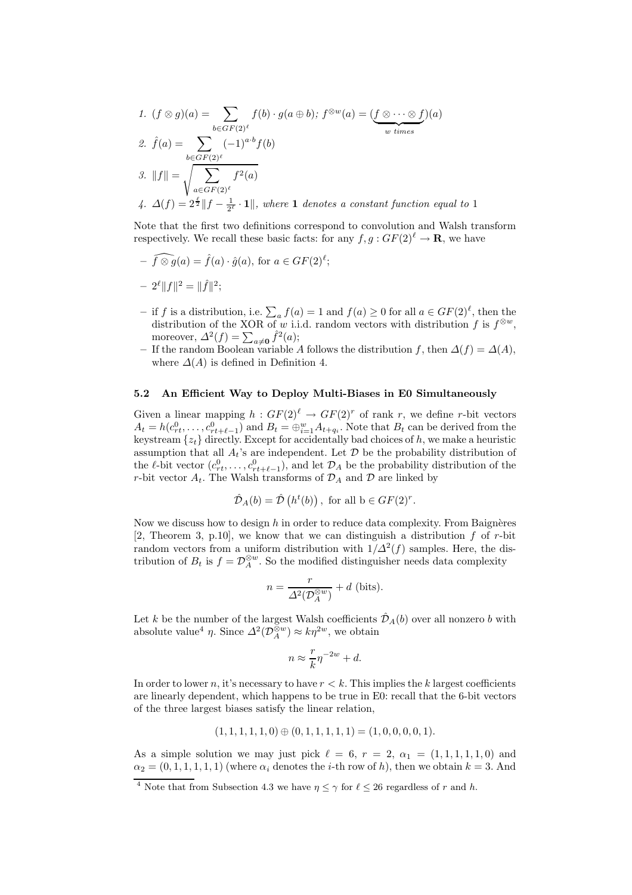1. $(f \otimes g)(a) = \sum_{b \in GF(2)^\ell} f(b) \cdot g(a \oplus b)$; $f^{\otimes w}(a) = (\underbrace{f \otimes \cdots \otimes f}_{w \text{ times}})(a)$
2. $\hat{f}(a) = \sum_{b \in GF(2)^\ell} (-1)^{a \cdot b} f(b)$
3. $\|f\| = \sqrt{\sum_{a \in GF(2)^\ell} f^2(a)}$
4. $\Delta(f) = 2^{\frac{\ell}{2}} \|f - \frac{1}{2^\ell} \cdot \mathbf{1}\|$, *where* $\mathbf{1}$ *denotes a constant function equal to* 1

Note that the first two definitions correspond to convolution and Walsh transform respectively. We recall these basic facts: for any $f, g : GF(2)^\ell \to \mathbf{R}$, we have

- $\widehat{f \otimes g}(a) = \hat{f}(a) \cdot \hat{g}(a)$, for $a \in GF(2)^\ell$;
- $2^\ell \|f\|^2 = \|\hat{f}\|^2$;
- if $f$ is a distribution, i.e. $\sum_a f(a) = 1$ and $f(a) \geq 0$ for all $a \in GF(2)^\ell$, then the distribution of the XOR of $w$ i.i.d. random vectors with distribution $f$ is $f^{\otimes w}$, moreover, $\Delta^2(f) = \sum_{a \neq \mathbf{0}} \hat{f}^2(a)$;
- If the random Boolean variable $A$ follows the distribution $f$, then $\Delta(f) = \Delta(A)$, where $\Delta(A)$ is defined in Definition 4.

### 5.2 An Efficient Way to Deploy Multi-Biases in E0 Simultaneously

Given a linear mapping $h : GF(2)^\ell \to GF(2)^r$ of rank $r$, we define $r$-bit vectors $A_t = h(c^0_{rt}, \ldots, c^0_{rt+\ell-1})$ and $B_t = \oplus_{i=1}^w A_{t+q_i}$. Note that $B_t$ can be derived from the keystream $\{z_t\}$ directly. Except for accidentally bad choices of $h$, we make a heuristic assumption that all $A_t$'s are independent. Let $\mathcal{D}$ be the probability distribution of the $\ell$-bit vector $(c^0_{rt}, \ldots, c^0_{rt+\ell-1})$, and let $\mathcal{D}_A$ be the probability distribution of the $r$-bit vector $A_t$. The Walsh transforms of $\mathcal{D}_A$ and $\mathcal{D}$ are linked by

$$\hat{\mathcal{D}}_A(b) = \hat{\mathcal{D}}\left(h^t(b)\right), \text{ for all b} \in GF(2)^r.$$

Now we discuss how to design $h$ in order to reduce data complexity. From Baignères [2, Theorem 3, p.10], we know that we can distinguish a distribution $f$ of $r$-bit random vectors from a uniform distribution with $1/\Delta^2(f)$ samples. Here, the distribution of $B_t$ is $f = \mathcal{D}_A^{\otimes w}$. So the modified distinguisher needs data complexity

$$n = \frac{r}{\Delta^2(\mathcal{D}_A^{\otimes w})} + d \text{ (bits)}.$$

Let $k$ be the number of the largest Walsh coefficients $\hat{\mathcal{D}}_A(b)$ over all nonzero $b$ with absolute value[4] $\eta$. Since $\Delta^2(\mathcal{D}_A^{\otimes w}) \approx k\eta^{2w}$, we obtain

$$n \approx \frac{r}{k}\eta^{-2w} + d.$$

In order to lower $n$, it's necessary to have $r < k$. This implies the $k$ largest coefficients are linearly dependent, which happens to be true in E0: recall that the 6-bit vectors of the three largest biases satisfy the linear relation,

$$(1, 1, 1, 1, 1, 0) \oplus (0, 1, 1, 1, 1, 1) = (1, 0, 0, 0, 0, 1).$$

As a simple solution we may just pick $\ell = 6$, $r = 2$, $\alpha_1 = (1, 1, 1, 1, 1, 0)$ and $\alpha_2 = (0, 1, 1, 1, 1, 1)$ (where $\alpha_i$ denotes the $i$-th row of $h$), then we obtain $k = 3$. And

[4] Note that from Subsection 4.3 we have $\eta \leq \gamma$ for $\ell \leq 26$ regardless of $r$ and $h$.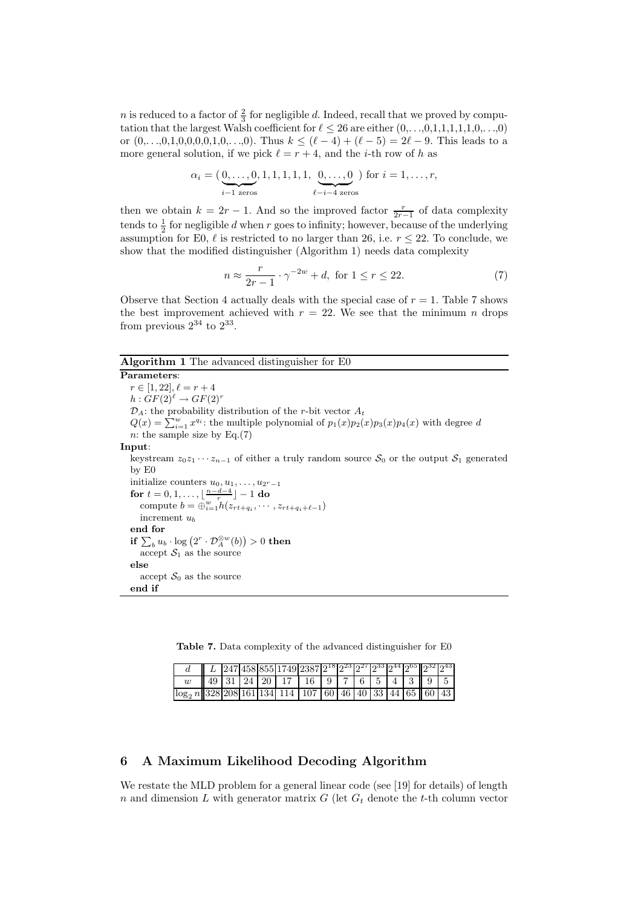$n$ is reduced to a factor of $\frac{2}{3}$ for negligible $d$. Indeed, recall that we proved by computation that the largest Walsh coefficient for $\ell \le 26$ are either (0,. . .,0,1,1,1,1,1,0,. . .,0) or (0,. . .,0,1,0,0,0,0,1,0,. . .,0). Thus $k \le (\ell - 4) + (\ell - 5) = 2\ell - 9$. This leads to a more general solution, if we pick $\ell = r + 4$, and the $i$-th row of $h$ as

$$\alpha_i = (\underbrace{0, \ldots, 0}_{i-1 \text{ zeros}}, 1, 1, 1, 1, 1, \underbrace{0, \ldots, 0}_{\ell-i-4 \text{ zeros}}) \text{ for } i = 1, \ldots, r,$$

then we obtain $k = 2r - 1$. And so the improved factor $\frac{r}{2r-1}$ of data complexity tends to $\frac{1}{2}$ for negligible $d$ when $r$ goes to infinity; however, because of the underlying assumption for E0, $\ell$ is restricted to no larger than 26, i.e. $r \le 22$. To conclude, we show that the modified distinguisher (Algorithm 1) needs data complexity

$$n \approx \frac{r}{2r-1} \cdot \gamma^{-2w} + d, \text{ for } 1 \le r \le 22. \tag{7}$$

Observe that Section 4 actually deals with the special case of $r = 1$. Table 7 shows the best improvement achieved with $r = 22$. We see that the minimum $n$ drops from previous $2^{34}$ to $2^{33}$.

**Algorithm 1** The advanced distinguisher for E0

```
Parameters:
  r ∈ [1, 22], ℓ = r + 4
  h : GF(2)^ℓ → GF(2)^r
  D_A: the probability distribution of the r-bit vector A_t
  Q(x) = Σ_{i=1}^{w} x^{q_i}: the multiple polynomial of p_1(x)p_2(x)p_3(x)p_4(x) with degree d
  n: the sample size by Eq.(7)
Input:
  keystream z_0 z_1 ··· z_{n-1} of either a truly random source S_0 or the output S_1 generated
  by E0
  initialize counters u_0, u_1, ..., u_{2^r - 1}
  for t = 0, 1, ..., ⌊(n-d-4)/r⌋ - 1 do
    compute b = ⊕_{i=1}^{w} h(z_{rt+q_i}, ··· , z_{rt+q_i+ℓ-1})
    increment u_b
  end for
  if Σ_b u_b · log(2^r · D_A^{⊗w}(b)) > 0 then
    accept S_1 as the source
  else
    accept S_0 as the source
  end if
```

**Table 7.** Data complexity of the advanced distinguisher for E0

| $d$ | $L$ | 247 | 458 | 855 | 1749 | 2387 | $2^{18}$ | $2^{23}$ | $2^{27}$ | $2^{33}$ | $2^{44}$ | $2^{65}$ | $2^{32}$ | $2^{43}$ |
|---|---|---|---|---|---|---|---|---|---|---|---|---|---|---|
| $w$ | 49 | 31 | 24 | 20 | 17 | 16 | 9 | 7 | 6 | 5 | 4 | 3 | 9 | 5 |
| $\log_2 n$ | 328 | 208 | 161 | 134 | 114 | 107 | 60 | 46 | 40 | 33 | 44 | 65 | 60 | 43 |

## 6 A Maximum Likelihood Decoding Algorithm

We restate the MLD problem for a general linear code (see [19] for details) of length $n$ and dimension $L$ with generator matrix $G$ (let $G_t$ denote the $t$-th column vector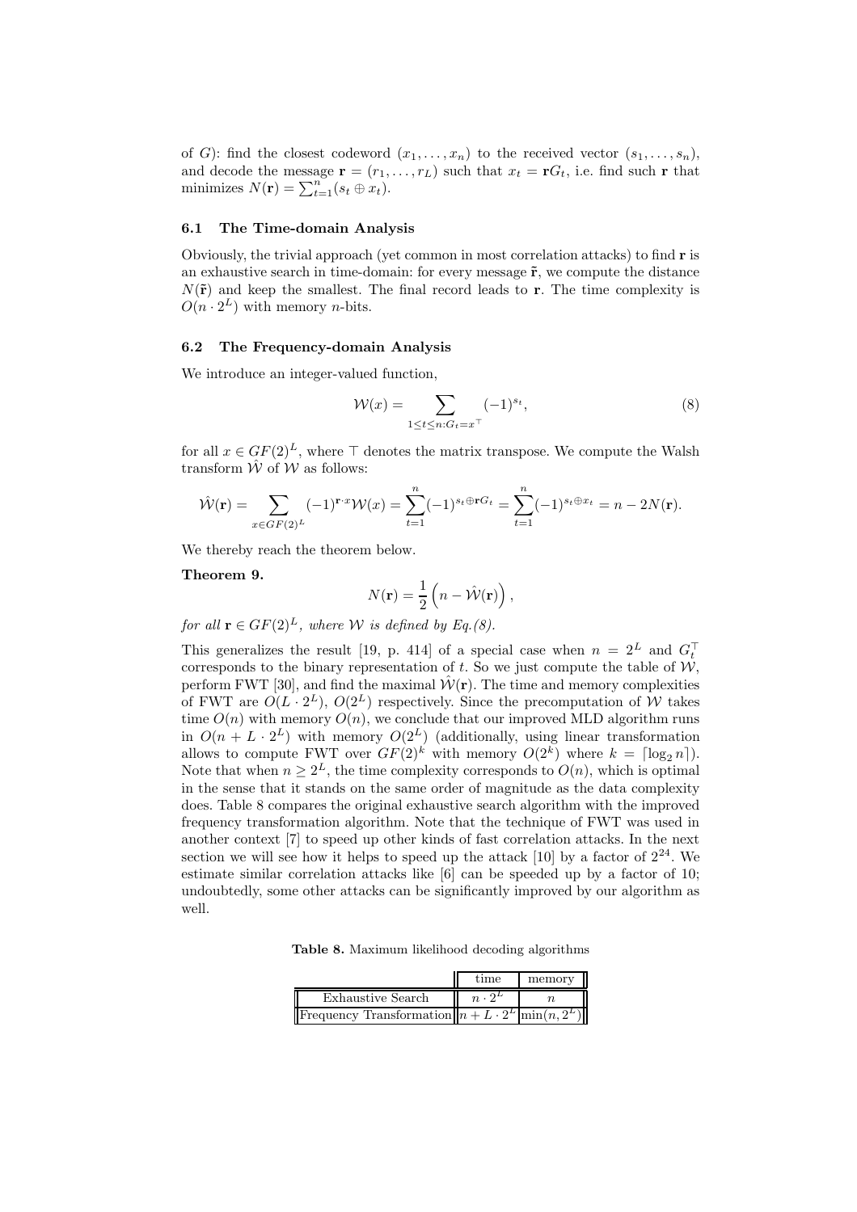of $G$): find the closest codeword $(x_1, \ldots, x_n)$ to the received vector $(s_1, \ldots, s_n)$, and decode the message $\mathbf{r} = (r_1, \ldots, r_L)$ such that $x_t = \mathbf{r}G_t$, i.e. find such $\mathbf{r}$ that minimizes $N(\mathbf{r}) = \sum_{t=1}^{n}(s_t \oplus x_t)$.

### 6.1 The Time-domain Analysis

Obviously, the trivial approach (yet common in most correlation attacks) to find $\mathbf{r}$ is an exhaustive search in time-domain: for every message $\tilde{\mathbf{r}}$, we compute the distance $N(\tilde{\mathbf{r}})$ and keep the smallest. The final record leads to $\mathbf{r}$. The time complexity is $O(n \cdot 2^L)$ with memory $n$-bits.

### 6.2 The Frequency-domain Analysis

We introduce an integer-valued function,

$$\mathcal{W}(x) = \sum_{1 \le t \le n: G_t = x^\top} (-1)^{s_t}, \tag{8}$$

for all $x \in GF(2)^L$, where $\top$ denotes the matrix transpose. We compute the Walsh transform $\hat{\mathcal{W}}$ of $\mathcal{W}$ as follows:

$$\hat{\mathcal{W}}(\mathbf{r}) = \sum_{x \in GF(2)^L} (-1)^{\mathbf{r} \cdot x} \mathcal{W}(x) = \sum_{t=1}^{n} (-1)^{s_t \oplus \mathbf{r}G_t} = \sum_{t=1}^{n} (-1)^{s_t \oplus x_t} = n - 2N(\mathbf{r}).$$

We thereby reach the theorem below.

**Theorem 9.**

$$N(\mathbf{r}) = \frac{1}{2}\left(n - \hat{\mathcal{W}}(\mathbf{r})\right),$$

*for all* $\mathbf{r} \in GF(2)^L$*, where* $\mathcal{W}$ *is defined by Eq.(8).*

This generalizes the result [19, p. 414] of a special case when $n = 2^L$ and $G_t^\top$ corresponds to the binary representation of $t$. So we just compute the table of $\mathcal{W}$, perform FWT [30], and find the maximal $\hat{\mathcal{W}}(\mathbf{r})$. The time and memory complexities of FWT are $O(L \cdot 2^L)$, $O(2^L)$ respectively. Since the precomputation of $\mathcal{W}$ takes time $O(n)$ with memory $O(n)$, we conclude that our improved MLD algorithm runs in $O(n + L \cdot 2^L)$ with memory $O(2^L)$ (additionally, using linear transformation allows to compute FWT over $GF(2)^k$ with memory $O(2^k)$ where $k = \lceil \log_2 n \rceil$). Note that when $n \ge 2^L$, the time complexity corresponds to $O(n)$, which is optimal in the sense that it stands on the same order of magnitude as the data complexity does. Table 8 compares the original exhaustive search algorithm with the improved frequency transformation algorithm. Note that the technique of FWT was used in another context [7] to speed up other kinds of fast correlation attacks. In the next section we will see how it helps to speed up the attack [10] by a factor of $2^{24}$. We estimate similar correlation attacks like [6] can be speeded up by a factor of 10; undoubtedly, some other attacks can be significantly improved by our algorithm as well.

**Table 8.** Maximum likelihood decoding algorithms

| | time | memory |
|---|---|---|
| Exhaustive Search | $n \cdot 2^L$ | $n$ |
| Frequency Transformation | $n + L \cdot 2^L$ | $\min(n, 2^L)$ |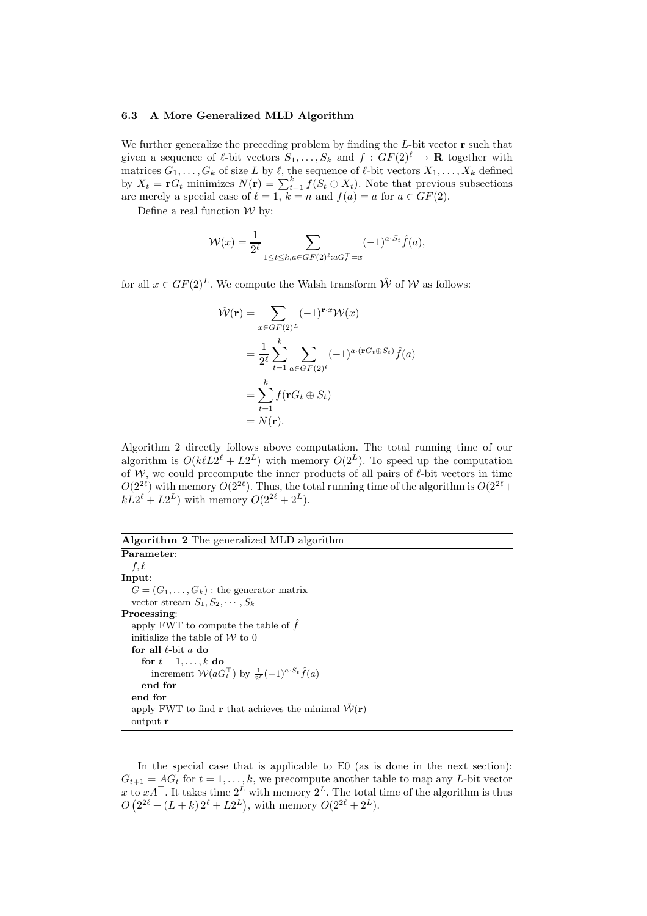### 6.3 A More Generalized MLD Algorithm

We further generalize the preceding problem by finding the $L$-bit vector $\mathbf{r}$ such that given a sequence of $\ell$-bit vectors $S_1, \ldots, S_k$ and $f : GF(2)^\ell \to \mathbf{R}$ together with matrices $G_1, \ldots, G_k$ of size $L$ by $\ell$, the sequence of $\ell$-bit vectors $X_1, \ldots, X_k$ defined by $X_t = \mathbf{r}G_t$ minimizes $N(\mathbf{r}) = \sum_{t=1}^{k} f(S_t \oplus X_t)$. Note that previous subsections are merely a special case of $\ell = 1$, $k = n$ and $f(a) = a$ for $a \in GF(2)$.

Define a real function $\mathcal{W}$ by:

$$\mathcal{W}(x) = \frac{1}{2^\ell} \sum_{1 \le t \le k, a \in GF(2)^\ell : aG_t^\top = x} (-1)^{a \cdot S_t} \hat{f}(a),$$

for all $x \in GF(2)^L$. We compute the Walsh transform $\hat{\mathcal{W}}$ of $\mathcal{W}$ as follows:

$$\begin{aligned}
\hat{\mathcal{W}}(\mathbf{r}) &= \sum_{x \in GF(2)^L} (-1)^{\mathbf{r} \cdot x} \mathcal{W}(x) \\
&= \frac{1}{2^\ell} \sum_{t=1}^{k} \sum_{a \in GF(2)^\ell} (-1)^{a \cdot (\mathbf{r}G_t \oplus S_t)} \hat{f}(a) \\
&= \sum_{t=1}^{k} f(\mathbf{r}G_t \oplus S_t) \\
&= N(\mathbf{r}).
\end{aligned}$$

Algorithm 2 directly follows above computation. The total running time of our algorithm is $O(k\ell L 2^\ell + L 2^L)$ with memory $O(2^L)$. To speed up the computation of $\mathcal{W}$, we could precompute the inner products of all pairs of $\ell$-bit vectors in time $O(2^{2\ell})$ with memory $O(2^{2\ell})$. Thus, the total running time of the algorithm is $O(2^{2\ell} + kL2^\ell + L2^L)$ with memory $O(2^{2\ell} + 2^L)$.

---

**Algorithm 2** The generalized MLD algorithm

---

**Parameter**:
$f, \ell$

**Input**:
$G = (G_1, \ldots, G_k)$ : the generator matrix
vector stream $S_1, S_2, \cdots, S_k$

**Processing**:
apply FWT to compute the table of $\hat{f}$
initialize the table of $\mathcal{W}$ to 0
**for all** $\ell$-bit $a$ **do**
  **for** $t = 1, \ldots, k$ **do**
    increment $\mathcal{W}(aG_t^\top)$ by $\frac{1}{2^\ell}(-1)^{a \cdot S_t} \hat{f}(a)$
  **end for**
**end for**
apply FWT to find $\mathbf{r}$ that achieves the minimal $\hat{\mathcal{W}}(\mathbf{r})$
output $\mathbf{r}$

---

In the special case that is applicable to E0 (as is done in the next section): $G_{t+1} = AG_t$ for $t = 1, \ldots, k$, we precompute another table to map any $L$-bit vector $x$ to $xA^\top$. It takes time $2^L$ with memory $2^L$. The total time of the algorithm is thus $O\left(2^{2\ell} + (L + k)\, 2^\ell + L2^L\right)$, with memory $O(2^{2\ell} + 2^L)$.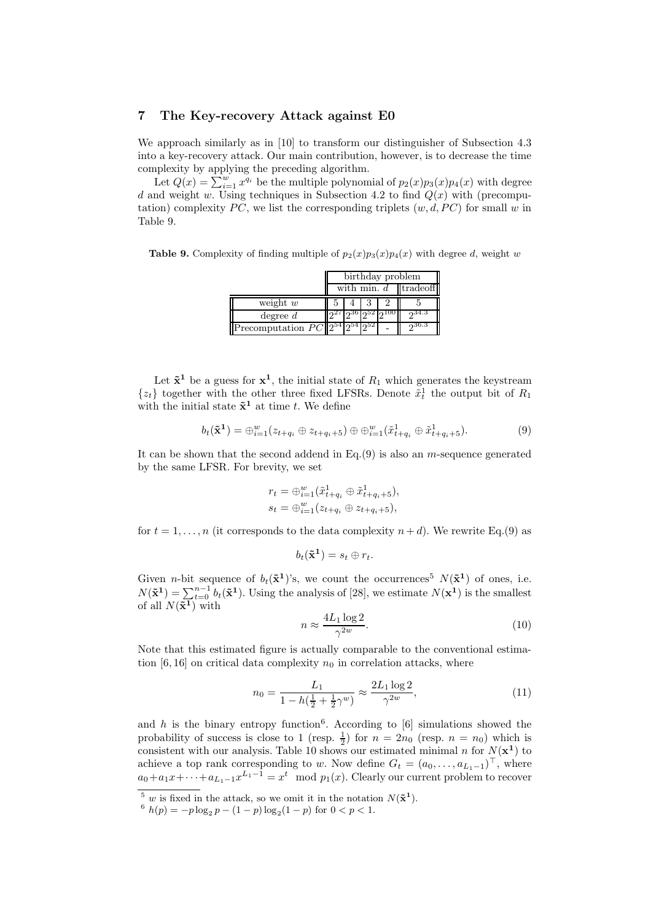## 7 The Key-recovery Attack against E0

We approach similarly as in [10] to transform our distinguisher of Subsection 4.3 into a key-recovery attack. Our main contribution, however, is to decrease the time complexity by applying the preceding algorithm.

Let $Q(x) = \sum_{i=1}^{w} x^{q_i}$ be the multiple polynomial of $p_2(x)p_3(x)p_4(x)$ with degree $d$ and weight $w$. Using techniques in Subsection 4.2 to find $Q(x)$ with (precomputation) complexity $PC$, we list the corresponding triplets $(w, d, PC)$ for small $w$ in Table 9.

**Table 9.** Complexity of finding multiple of $p_2(x)p_3(x)p_4(x)$ with degree $d$, weight $w$

| | birthday problem | | | | |
|---|---|---|---|---|---|
| | with min. $d$ | | | | tradeoff |
| weight $w$ | 5 | 4 | 3 | 2 | 5 |
| degree $d$ | $2^{27}$ | $2^{36}$ | $2^{52}$ | $2^{100}$ | $2^{34.3}$ |
| Precomputation $PC$ | $2^{54}$ | $2^{54}$ | $2^{52}$ | - | $2^{36.3}$ |

Let $\tilde{\mathbf{x}}^{\mathbf{1}}$ be a guess for $\mathbf{x}^{\mathbf{1}}$, the initial state of $R_1$ which generates the keystream $\{z_t\}$ together with the other three fixed LFSRs. Denote $\tilde{x}_t^1$ the output bit of $R_1$ with the initial state $\tilde{\mathbf{x}}^{\mathbf{1}}$ at time $t$. We define

$$b_t(\tilde{\mathbf{x}}^{\mathbf{1}}) = \oplus_{i=1}^{w}(z_{t+q_i} \oplus z_{t+q_i+5}) \oplus \oplus_{i=1}^{w}(\tilde{x}_{t+q_i}^1 \oplus \tilde{x}_{t+q_i+5}^1). \tag{9}$$

It can be shown that the second addend in Eq.(9) is also an $m$-sequence generated by the same LFSR. For brevity, we set

$$r_t = \oplus_{i=1}^{w}(\tilde{x}_{t+q_i}^1 \oplus \tilde{x}_{t+q_i+5}^1),$$
$$s_t = \oplus_{i=1}^{w}(z_{t+q_i} \oplus z_{t+q_i+5}),$$

for $t = 1, \ldots, n$ (it corresponds to the data complexity $n + d$). We rewrite Eq.(9) as

$$b_t(\tilde{\mathbf{x}}^{\mathbf{1}}) = s_t \oplus r_t.$$

Given $n$-bit sequence of $b_t(\tilde{\mathbf{x}}^{\mathbf{1}})$'s, we count the occurrences[5] $N(\tilde{\mathbf{x}}^{\mathbf{1}})$ of ones, i.e. $N(\tilde{\mathbf{x}}^{\mathbf{1}}) = \sum_{t=0}^{n-1} b_t(\tilde{\mathbf{x}}^{\mathbf{1}})$. Using the analysis of [28], we estimate $N(\mathbf{x}^{\mathbf{1}})$ is the smallest of all $N(\tilde{\mathbf{x}}^{\mathbf{1}})$ with

$$n \approx \frac{4L_1 \log 2}{\gamma^{2w}}. \tag{10}$$

Note that this estimated figure is actually comparable to the conventional estimation [6, 16] on critical data complexity $n_0$ in correlation attacks, where

$$n_0 = \frac{L_1}{1 - h(\frac{1}{2} + \frac{1}{2}\gamma^w)} \approx \frac{2L_1 \log 2}{\gamma^{2w}}, \tag{11}$$

and $h$ is the binary entropy function[6]. According to [6] simulations showed the probability of success is close to 1 (resp. $\frac{1}{2}$) for $n = 2n_0$ (resp. $n = n_0$) which is consistent with our analysis. Table 10 shows our estimated minimal $n$ for $N(\mathbf{x}^{\mathbf{1}})$ to achieve a top rank corresponding to $w$. Now define $G_t = (a_0, \ldots, a_{L_1-1})^\top$, where $a_0 + a_1 x + \cdots + a_{L_1-1} x^{L_1-1} = x^t \mod p_1(x)$. Clearly our current problem to recover

---

[5] $w$ is fixed in the attack, so we omit it in the notation $N(\tilde{\mathbf{x}}^{\mathbf{1}})$.

[6] $h(p) = -p \log_2 p - (1 - p) \log_2(1 - p)$ for $0 < p < 1$.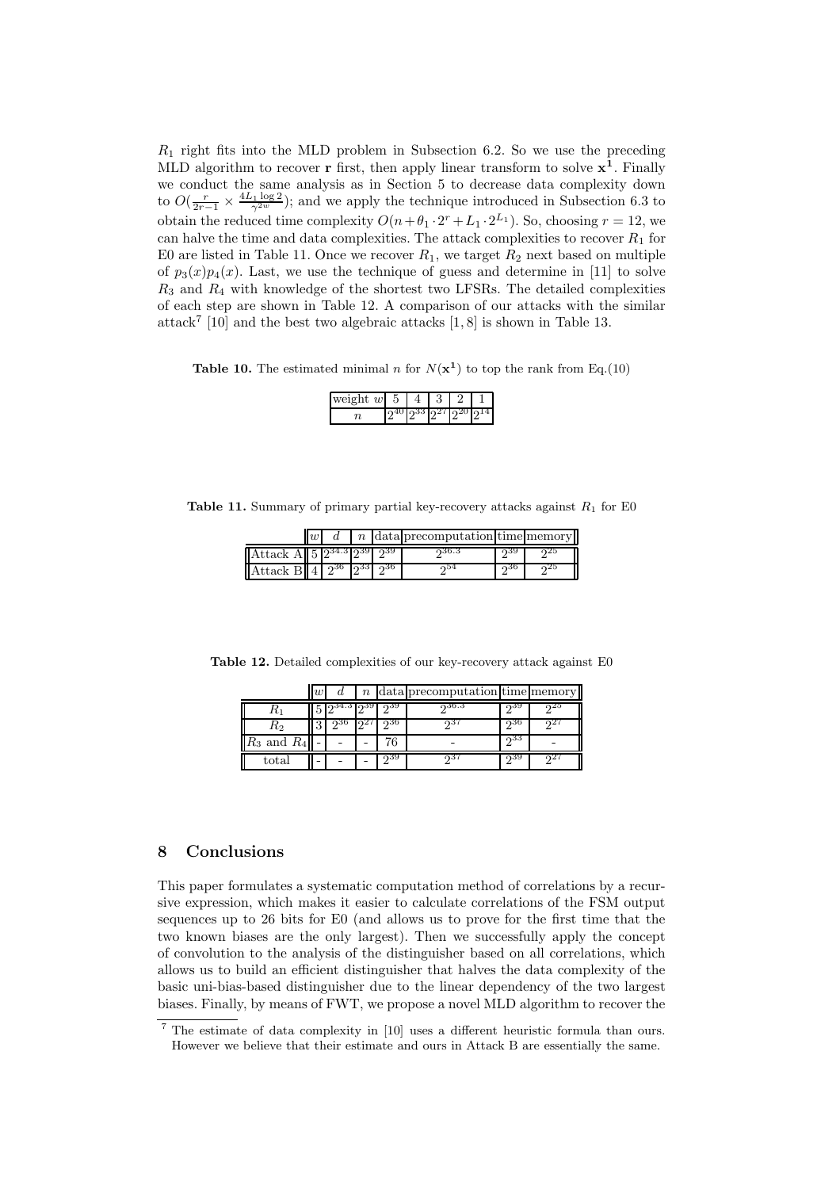$R_1$ right fits into the MLD problem in Subsection 6.2. So we use the preceding MLD algorithm to recover $\mathbf{r}$ first, then apply linear transform to solve $\mathbf{x^1}$. Finally we conduct the same analysis as in Section 5 to decrease data complexity down to $O(\frac{r}{2r-1} \times \frac{4L_1 \log 2}{\gamma^{2w}})$; and we apply the technique introduced in Subsection 6.3 to obtain the reduced time complexity $O(n + \theta_1 \cdot 2^r + L_1 \cdot 2^{L_1})$. So, choosing $r = 12$, we can halve the time and data complexities. The attack complexities to recover $R_1$ for E0 are listed in Table 11. Once we recover $R_1$, we target $R_2$ next based on multiple of $p_3(x)p_4(x)$. Last, we use the technique of guess and determine in [11] to solve $R_3$ and $R_4$ with knowledge of the shortest two LFSRs. The detailed complexities of each step are shown in Table 12. A comparison of our attacks with the similar attack[7] [10] and the best two algebraic attacks [1, 8] is shown in Table 13.

**Table 10.** The estimated minimal $n$ for $N(\mathbf{x^1})$ to top the rank from Eq.(10)

| weight $w$ | 5 | 4 | 3 | 2 | 1 |
|---|---|---|---|---|---|
| $n$ | $2^{40}$ | $2^{33}$ | $2^{27}$ | $2^{20}$ | $2^{14}$ |

**Table 11.** Summary of primary partial key-recovery attacks against $R_1$ for E0

| | $w$ | $d$ | $n$ | data | precomputation | time | memory |
|---|---|---|---|---|---|---|---|
| Attack A | 5 | $2^{34.3}$ | $2^{39}$ | $2^{39}$ | $2^{36.3}$ | $2^{39}$ | $2^{25}$ |
| Attack B | 4 | $2^{36}$ | $2^{33}$ | $2^{36}$ | $2^{54}$ | $2^{36}$ | $2^{25}$ |

**Table 12.** Detailed complexities of our key-recovery attack against E0

| | $w$ | $d$ | $n$ | data | precomputation | time | memory |
|---|---|---|---|---|---|---|---|
| $R_1$ | 5 | $2^{34.3}$ | $2^{39}$ | $2^{39}$ | $2^{36.3}$ | $2^{39}$ | $2^{25}$ |
| $R_2$ | 3 | $2^{36}$ | $2^{27}$ | $2^{36}$ | $2^{37}$ | $2^{36}$ | $2^{27}$ |
| $R_3$ and $R_4$ | - | - | - | 76 | - | $2^{33}$ | - |
| total | - | - | - | $2^{39}$ | $2^{37}$ | $2^{39}$ | $2^{27}$ |

## 8 Conclusions

This paper formulates a systematic computation method of correlations by a recursive expression, which makes it easier to calculate correlations of the FSM output sequences up to 26 bits for E0 (and allows us to prove for the first time that the two known biases are the only largest). Then we successfully apply the concept of convolution to the analysis of the distinguisher based on all correlations, which allows us to build an efficient distinguisher that halves the data complexity of the basic uni-bias-based distinguisher due to the linear dependency of the two largest biases. Finally, by means of FWT, we propose a novel MLD algorithm to recover the

[7] The estimate of data complexity in [10] uses a different heuristic formula than ours. However we believe that their estimate and ours in Attack B are essentially the same.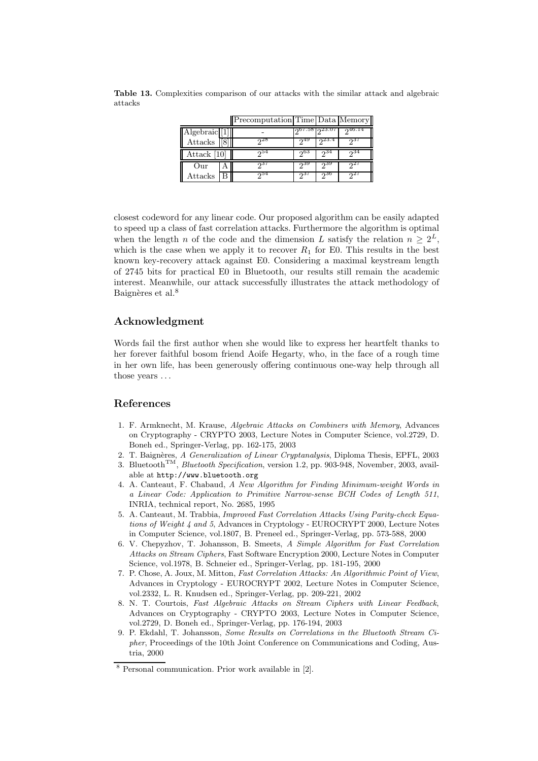**Table 13.** Complexities comparison of our attacks with the similar attack and algebraic attacks

| | | Precomputation | Time | Data | Memory |
|---|---|---|---|---|---|
| Algebraic | [1] | - | $2^{67.58}$ | $2^{23.07}$ | $2^{46.14}$ |
| Attacks | [8] | $2^{28}$ | $2^{49}$ | $2^{23.4}$ | $2^{37}$ |
| Attack [10] | | $2^{54}$ | $2^{63}$ | $2^{34}$ | $2^{34}$ |
| Our | A | $2^{37}$ | $2^{39}$ | $2^{39}$ | $2^{27}$ |
| Attacks | B | $2^{54}$ | $2^{37}$ | $2^{36}$ | $2^{27}$ |

closest codeword for any linear code. Our proposed algorithm can be easily adapted to speed up a class of fast correlation attacks. Furthermore the algorithm is optimal when the length $n$ of the code and the dimension $L$ satisfy the relation $n \geq 2^L$, which is the case when we apply it to recover $R_1$ for E0. This results in the best known key-recovery attack against E0. Considering a maximal keystream length of 2745 bits for practical E0 in Bluetooth, our results still remain the academic interest. Meanwhile, our attack successfully illustrates the attack methodology of Baignères et al.[8]

## Acknowledgment

Words fail the first author when she would like to express her heartfelt thanks to her forever faithful bosom friend Aoife Hegarty, who, in the face of a rough time in her own life, has been generously offering continuous one-way help through all those years ...

## References

1. F. Armknecht, M. Krause, *Algebraic Attacks on Combiners with Memory*, Advances on Cryptography - CRYPTO 2003, Lecture Notes in Computer Science, vol.2729, D. Boneh ed., Springer-Verlag, pp. 162-175, 2003
2. T. Baignères, *A Generalization of Linear Cryptanalysis*, Diploma Thesis, EPFL, 2003
3. Bluetooth™, *Bluetooth Specification*, version 1.2, pp. 903-948, November, 2003, available at http://www.bluetooth.org
4. A. Canteaut, F. Chabaud, *A New Algorithm for Finding Minimum-weight Words in a Linear Code: Application to Primitive Narrow-sense BCH Codes of Length 511*, INRIA, technical report, No. 2685, 1995
5. A. Canteaut, M. Trabbia, *Improved Fast Correlation Attacks Using Parity-check Equations of Weight 4 and 5*, Advances in Cryptology - EUROCRYPT 2000, Lecture Notes in Computer Science, vol.1807, B. Preneel ed., Springer-Verlag, pp. 573-588, 2000
6. V. Chepyzhov, T. Johansson, B. Smeets, *A Simple Algorithm for Fast Correlation Attacks on Stream Ciphers*, Fast Software Encryption 2000, Lecture Notes in Computer Science, vol.1978, B. Schneier ed., Springer-Verlag, pp. 181-195, 2000
7. P. Chose, A. Joux, M. Mitton, *Fast Correlation Attacks: An Algorithmic Point of View*, Advances in Cryptology - EUROCRYPT 2002, Lecture Notes in Computer Science, vol.2332, L. R. Knudsen ed., Springer-Verlag, pp. 209-221, 2002
8. N. T. Courtois, *Fast Algebraic Attacks on Stream Ciphers with Linear Feedback*, Advances on Cryptography - CRYPTO 2003, Lecture Notes in Computer Science, vol.2729, D. Boneh ed., Springer-Verlag, pp. 176-194, 2003
9. P. Ekdahl, T. Johansson, *Some Results on Correlations in the Bluetooth Stream Cipher*, Proceedings of the 10th Joint Conference on Communications and Coding, Austria, 2000

[8] Personal communication. Prior work available in [2].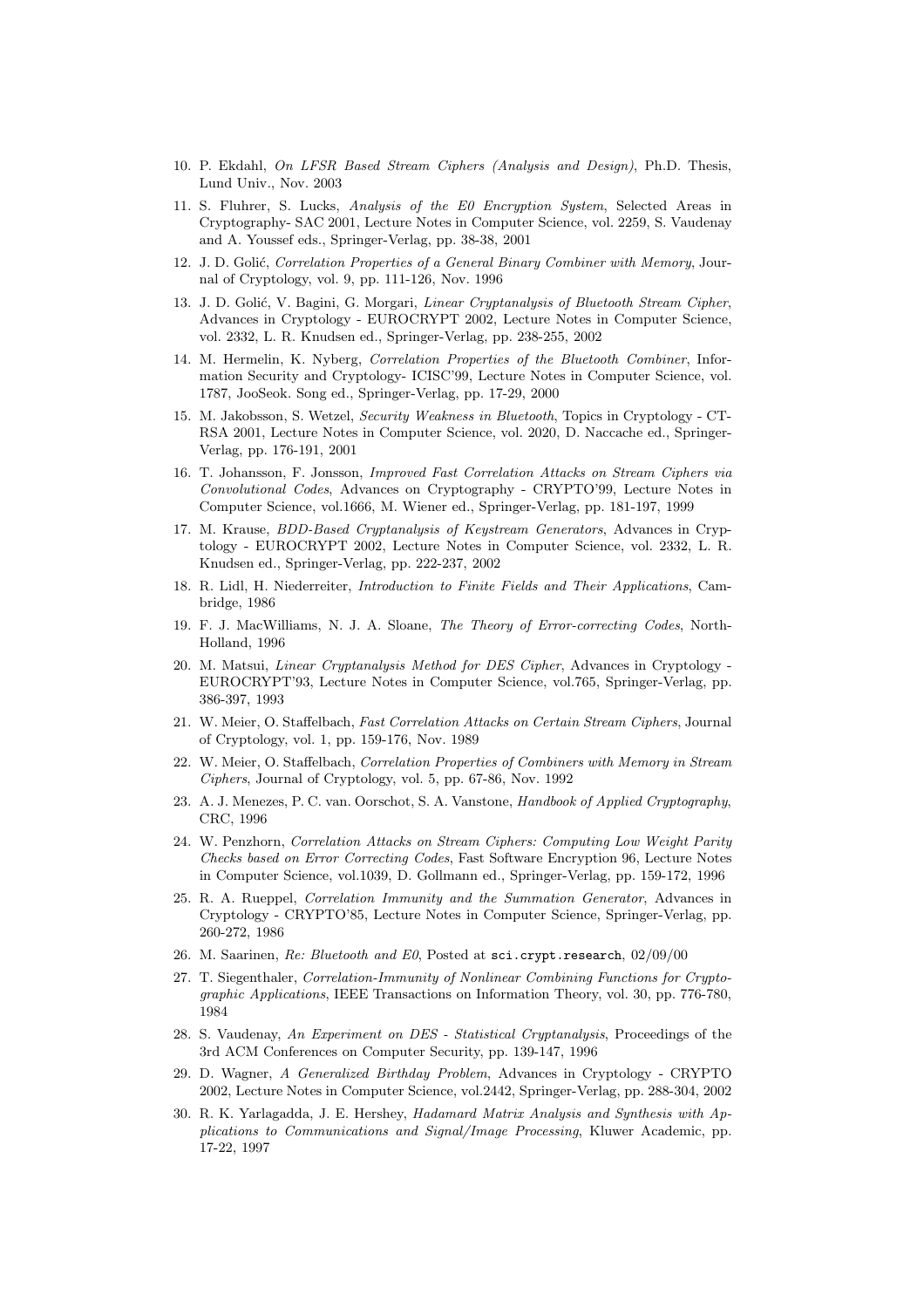10. P. Ekdahl, *On LFSR Based Stream Ciphers (Analysis and Design)*, Ph.D. Thesis, Lund Univ., Nov. 2003
11. S. Fluhrer, S. Lucks, *Analysis of the E0 Encryption System*, Selected Areas in Cryptography- SAC 2001, Lecture Notes in Computer Science, vol. 2259, S. Vaudenay and A. Youssef eds., Springer-Verlag, pp. 38-38, 2001
12. J. D. Golić, *Correlation Properties of a General Binary Combiner with Memory*, Journal of Cryptology, vol. 9, pp. 111-126, Nov. 1996
13. J. D. Golić, V. Bagini, G. Morgari, *Linear Cryptanalysis of Bluetooth Stream Cipher*, Advances in Cryptology - EUROCRYPT 2002, Lecture Notes in Computer Science, vol. 2332, L. R. Knudsen ed., Springer-Verlag, pp. 238-255, 2002
14. M. Hermelin, K. Nyberg, *Correlation Properties of the Bluetooth Combiner*, Information Security and Cryptology- ICISC'99, Lecture Notes in Computer Science, vol. 1787, JooSeok. Song ed., Springer-Verlag, pp. 17-29, 2000
15. M. Jakobsson, S. Wetzel, *Security Weakness in Bluetooth*, Topics in Cryptology - CT-RSA 2001, Lecture Notes in Computer Science, vol. 2020, D. Naccache ed., Springer-Verlag, pp. 176-191, 2001
16. T. Johansson, F. Jonsson, *Improved Fast Correlation Attacks on Stream Ciphers via Convolutional Codes*, Advances on Cryptography - CRYPTO'99, Lecture Notes in Computer Science, vol.1666, M. Wiener ed., Springer-Verlag, pp. 181-197, 1999
17. M. Krause, *BDD-Based Cryptanalysis of Keystream Generators*, Advances in Cryptology - EUROCRYPT 2002, Lecture Notes in Computer Science, vol. 2332, L. R. Knudsen ed., Springer-Verlag, pp. 222-237, 2002
18. R. Lidl, H. Niederreiter, *Introduction to Finite Fields and Their Applications*, Cambridge, 1986
19. F. J. MacWilliams, N. J. A. Sloane, *The Theory of Error-correcting Codes*, North-Holland, 1996
20. M. Matsui, *Linear Cryptanalysis Method for DES Cipher*, Advances in Cryptology - EUROCRYPT'93, Lecture Notes in Computer Science, vol.765, Springer-Verlag, pp. 386-397, 1993
21. W. Meier, O. Staffelbach, *Fast Correlation Attacks on Certain Stream Ciphers*, Journal of Cryptology, vol. 1, pp. 159-176, Nov. 1989
22. W. Meier, O. Staffelbach, *Correlation Properties of Combiners with Memory in Stream Ciphers*, Journal of Cryptology, vol. 5, pp. 67-86, Nov. 1992
23. A. J. Menezes, P. C. van. Oorschot, S. A. Vanstone, *Handbook of Applied Cryptography*, CRC, 1996
24. W. Penzhorn, *Correlation Attacks on Stream Ciphers: Computing Low Weight Parity Checks based on Error Correcting Codes*, Fast Software Encryption 96, Lecture Notes in Computer Science, vol.1039, D. Gollmann ed., Springer-Verlag, pp. 159-172, 1996
25. R. A. Rueppel, *Correlation Immunity and the Summation Generator*, Advances in Cryptology - CRYPTO'85, Lecture Notes in Computer Science, Springer-Verlag, pp. 260-272, 1986
26. M. Saarinen, *Re: Bluetooth and E0*, Posted at `sci.crypt.research`, 02/09/00
27. T. Siegenthaler, *Correlation-Immunity of Nonlinear Combining Functions for Cryptographic Applications*, IEEE Transactions on Information Theory, vol. 30, pp. 776-780, 1984
28. S. Vaudenay, *An Experiment on DES - Statistical Cryptanalysis*, Proceedings of the 3rd ACM Conferences on Computer Security, pp. 139-147, 1996
29. D. Wagner, *A Generalized Birthday Problem*, Advances in Cryptology - CRYPTO 2002, Lecture Notes in Computer Science, vol.2442, Springer-Verlag, pp. 288-304, 2002
30. R. K. Yarlagadda, J. E. Hershey, *Hadamard Matrix Analysis and Synthesis with Applications to Communications and Signal/Image Processing*, Kluwer Academic, pp. 17-22, 1997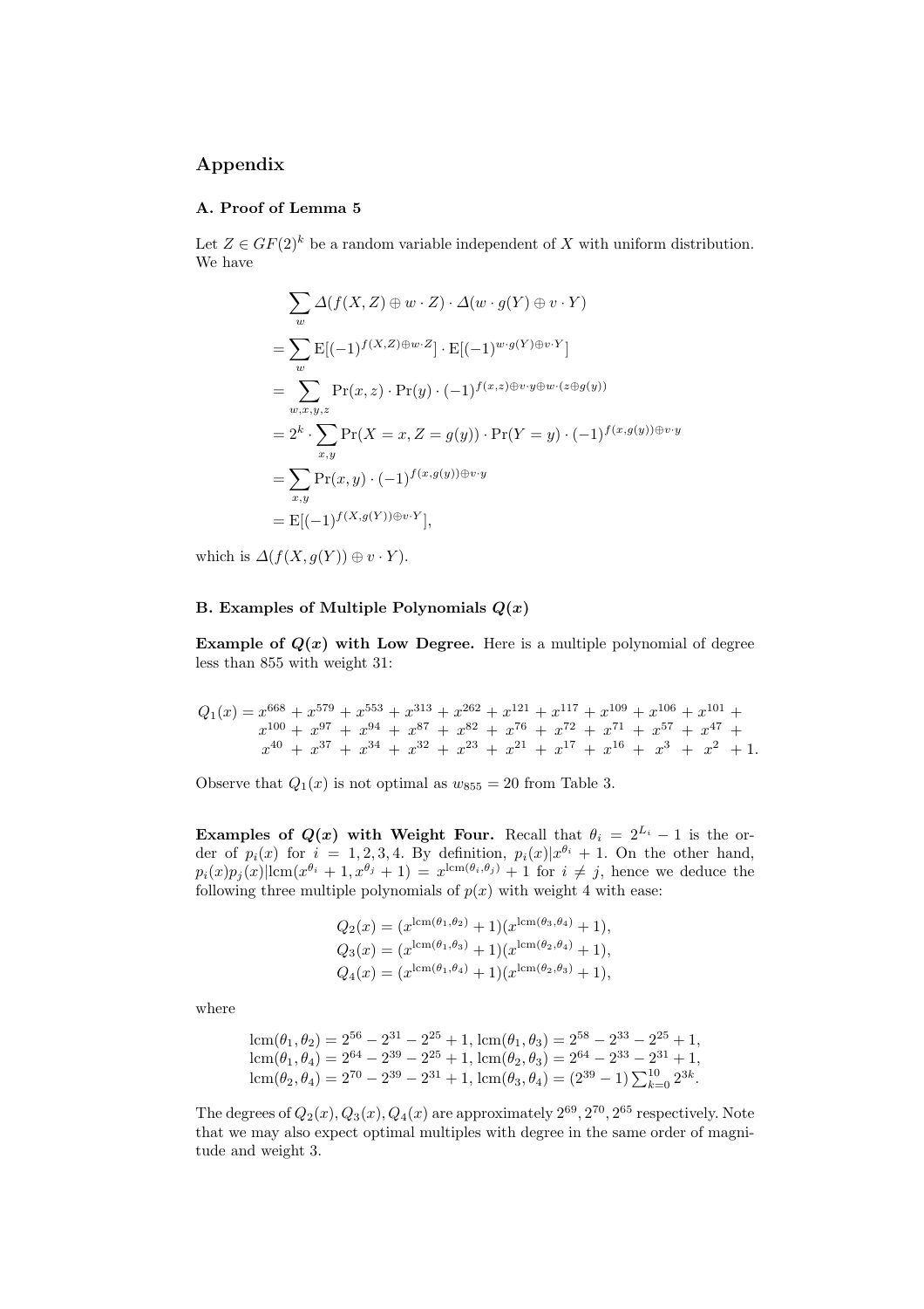## Appendix

### A. Proof of Lemma 5

Let $Z \in GF(2)^k$ be a random variable independent of $X$ with uniform distribution. We have

$$
\begin{aligned}
&\sum_{w} \Delta(f(X,Z) \oplus w \cdot Z) \cdot \Delta(w \cdot g(Y) \oplus v \cdot Y) \\
&= \sum_{w} \mathrm{E}[(-1)^{f(X,Z) \oplus w \cdot Z}] \cdot \mathrm{E}[(-1)^{w \cdot g(Y) \oplus v \cdot Y}] \\
&= \sum_{w,x,y,z} \Pr(x,z) \cdot \Pr(y) \cdot (-1)^{f(x,z) \oplus v \cdot y \oplus w \cdot (z \oplus g(y))} \\
&= 2^k \cdot \sum_{x,y} \Pr(X = x, Z = g(y)) \cdot \Pr(Y = y) \cdot (-1)^{f(x,g(y)) \oplus v \cdot y} \\
&= \sum_{x,y} \Pr(x,y) \cdot (-1)^{f(x,g(y)) \oplus v \cdot y} \\
&= \mathrm{E}[(-1)^{f(X,g(Y)) \oplus v \cdot Y}],
\end{aligned}
$$

which is $\Delta(f(X, g(Y)) \oplus v \cdot Y)$.

### B. Examples of Multiple Polynomials $Q(x)$

**Example of $Q(x)$ with Low Degree.** Here is a multiple polynomial of degree less than 855 with weight 31:

$$
\begin{aligned}
Q_1(x) = {} & x^{668} + x^{579} + x^{553} + x^{313} + x^{262} + x^{121} + x^{117} + x^{109} + x^{106} + x^{101} + \\
& x^{100} + x^{97} + x^{94} + x^{87} + x^{82} + x^{76} + x^{72} + x^{71} + x^{57} + x^{47} + \\
& x^{40} + x^{37} + x^{34} + x^{32} + x^{23} + x^{21} + x^{17} + x^{16} + x^{3} + x^{2} + 1.
\end{aligned}
$$

Observe that $Q_1(x)$ is not optimal as $w_{855} = 20$ from Table 3.

**Examples of $Q(x)$ with Weight Four.** Recall that $\theta_i = 2^{L_i} - 1$ is the order of $p_i(x)$ for $i = 1, 2, 3, 4$. By definition, $p_i(x) | x^{\theta_i} + 1$. On the other hand, $p_i(x)p_j(x) | \mathrm{lcm}(x^{\theta_i} + 1, x^{\theta_j} + 1) = x^{\mathrm{lcm}(\theta_i,\theta_j)} + 1$ for $i \neq j$, hence we deduce the following three multiple polynomials of $p(x)$ with weight 4 with ease:

$$
\begin{aligned}
Q_2(x) &= (x^{\mathrm{lcm}(\theta_1,\theta_2)} + 1)(x^{\mathrm{lcm}(\theta_3,\theta_4)} + 1), \\
Q_3(x) &= (x^{\mathrm{lcm}(\theta_1,\theta_3)} + 1)(x^{\mathrm{lcm}(\theta_2,\theta_4)} + 1), \\
Q_4(x) &= (x^{\mathrm{lcm}(\theta_1,\theta_4)} + 1)(x^{\mathrm{lcm}(\theta_2,\theta_3)} + 1),
\end{aligned}
$$

where

$$
\begin{aligned}
&\mathrm{lcm}(\theta_1, \theta_2) = 2^{56} - 2^{31} - 2^{25} + 1, \ \mathrm{lcm}(\theta_1, \theta_3) = 2^{58} - 2^{33} - 2^{25} + 1, \\
&\mathrm{lcm}(\theta_1, \theta_4) = 2^{64} - 2^{39} - 2^{25} + 1, \ \mathrm{lcm}(\theta_2, \theta_3) = 2^{64} - 2^{33} - 2^{31} + 1, \\
&\mathrm{lcm}(\theta_2, \theta_4) = 2^{70} - 2^{39} - 2^{31} + 1, \ \mathrm{lcm}(\theta_3, \theta_4) = (2^{39} - 1) \textstyle\sum_{k=0}^{10} 2^{3k}.
\end{aligned}
$$

The degrees of $Q_2(x), Q_3(x), Q_4(x)$ are approximately $2^{69}, 2^{70}, 2^{65}$ respectively. Note that we may also expect optimal multiples with degree in the same order of magnitude and weight 3.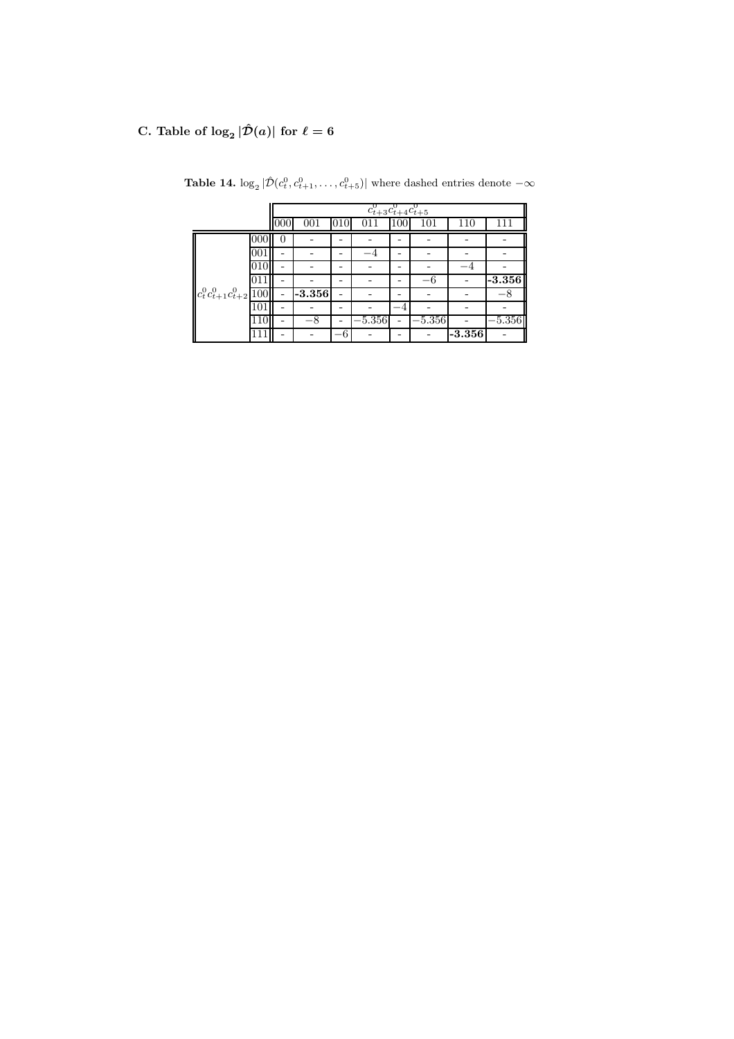## C. Table of $\log_2 |\hat{\mathcal{D}}(a)|$ for $\ell = 6$

**Table 14.** $\log_2 |\hat{\mathcal{D}}(c^0_t, c^0_{t+1}, \ldots, c^0_{t+5})|$ where dashed entries denote $-\infty$

| | | $c^0_{t+3}c^0_{t+4}c^0_{t+5}$ | | | | | | | |
|---|---|---|---|---|---|---|---|---|---|
| | | 000 | 001 | 010 | 011 | 100 | 101 | 110 | 111 |
| $c^0_t c^0_{t+1} c^0_{t+2}$ | 000 | $0$ | - | - | - | - | - | - | - |
| | 001 | - | - | - | $-4$ | - | - | - | - |
| | 010 | - | - | - | - | - | - | $-4$ | - |
| | 011 | - | - | - | - | - | $-6$ | - | **-3.356** |
| | 100 | - | **-3.356** | - | - | - | - | - | $-8$ |
| | 101 | - | - | - | - | $-4$ | - | - | - |
| | 110 | - | $-8$ | - | $-5.356$ | - | $-5.356$ | - | $-5.356$ |
| | 111 | - | - | $-6$ | - | - | - | **-3.356** | - |